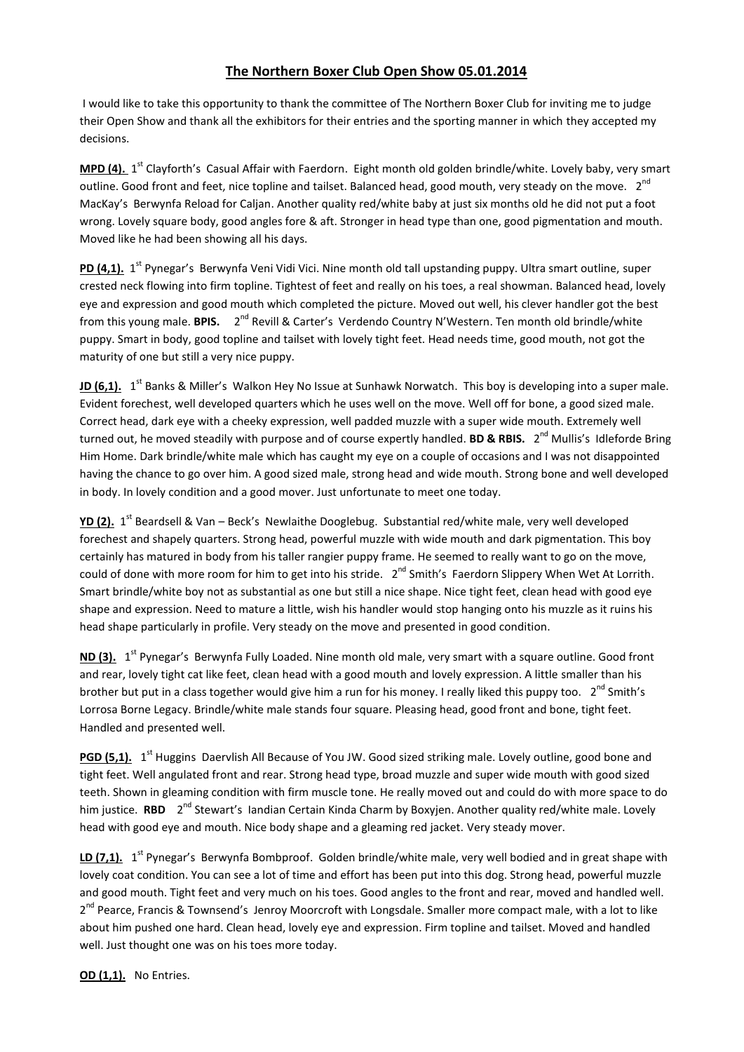# The Northern Boxer Club Open Show 05.01.2014

I would like to take this opportunity to thank the committee of The Northern Boxer Club for inviting me to judge their Open Show and thank all the exhibitors for their entries and the sporting manner in which they accepted my decisions.

**MPD (4).** 1st Clayforth's Casual Affair with Faerdorn. Eight month old golden brindle/white. Lovely baby, very smart outline. Good front and feet, nice topline and tailset. Balanced head, good mouth, very steady on the move. 2nd MacKay's Berwynfa Reload for Caljan. Another quality red/white baby at just six months old he did not put a foot wrong. Lovely square body, good angles fore & aft. Stronger in head type than one, good pigmentation and mouth. Moved like he had been showing all his days.

**PD (4,1).** 1st Pynegar's Berwynfa Veni Vidi Vici. Nine month old tall upstanding puppy. Ultra smart outline, super crested neck flowing into firm topline. Tightest of feet and really on his toes, a real showman. Balanced head, lovely eye and expression and good mouth which completed the picture. Moved out well, his clever handler got the best from this young male. **BPIS.** 2nd Revill & Carter's Verdendo Country N'Western. Ten month old brindle/white puppy. Smart in body, good topline and tailset with lovely tight feet. Head needs time, good mouth, not got the maturity of one but still a very nice puppy.

**JD (6,1).** 1st Banks & Miller's Walkon Hey No Issue at Sunhawk Norwatch. This boy is developing into a super male. Evident forechest, well developed quarters which he uses well on the move. Well off for bone, a good sized male. Correct head, dark eye with a cheeky expression, well padded muzzle with a super wide mouth. Extremely well turned out, he moved steadily with purpose and of course expertly handled. **BD & RBIS.** 2nd Mullis's Idleforde Bring Him Home. Dark brindle/white male which has caught my eye on a couple of occasions and I was not disappointed having the chance to go over him. A good sized male, strong head and wide mouth. Strong bone and well developed in body. In lovely condition and a good mover. Just unfortunate to meet one today.

**YD (2).** 1st Beardsell & Van – Beck's Newlaithe Dooglebug. Substantial red/white male, very well developed forechest and shapely quarters. Strong head, powerful muzzle with wide mouth and dark pigmentation. This boy certainly has matured in body from his taller rangier puppy frame. He seemed to really want to go on the move, could of done with more room for him to get into his stride. 2nd Smith's Faerdorn Slippery When Wet At Lorrith. Smart brindle/white boy not as substantial as one but still a nice shape. Nice tight feet, clean head with good eye shape and expression. Need to mature a little, wish his handler would stop hanging onto his muzzle as it ruins his head shape particularly in profile. Very steady on the move and presented in good condition.

**ND (3).** 1st Pynegar's Berwynfa Fully Loaded. Nine month old male, very smart with a square outline. Good front and rear, lovely tight cat like feet, clean head with a good mouth and lovely expression. A little smaller than his brother but put in a class together would give him a run for his money. I really liked this puppy too. 2nd Smith's Lorrosa Borne Legacy. Brindle/white male stands four square. Pleasing head, good front and bone, tight feet. Handled and presented well.

**PGD (5,1).** 1st Huggins Daervlish All Because of You JW. Good sized striking male. Lovely outline, good bone and tight feet. Well angulated front and rear. Strong head type, broad muzzle and super wide mouth with good sized teeth. Shown in gleaming condition with firm muscle tone. He really moved out and could do with more space to do him justice. **RBD** 2nd Stewart's Iandian Certain Kinda Charm by Boxyjen. Another quality red/white male. Lovely head with good eye and mouth. Nice body shape and a gleaming red jacket. Very steady mover.

**LD (7,1).** 1st Pynegar's Berwynfa Bombproof. Golden brindle/white male, very well bodied and in great shape with lovely coat condition. You can see a lot of time and effort has been put into this dog. Strong head, powerful muzzle and good mouth. Tight feet and very much on his toes. Good angles to the front and rear, moved and handled well. 2nd Pearce, Francis & Townsend's Jenroy Moorcroft with Longsdale. Smaller more compact male, with a lot to like about him pushed one hard. Clean head, lovely eye and expression. Firm topline and tailset. Moved and handled well. Just thought one was on his toes more today.

**OD (1,1).** No Entries.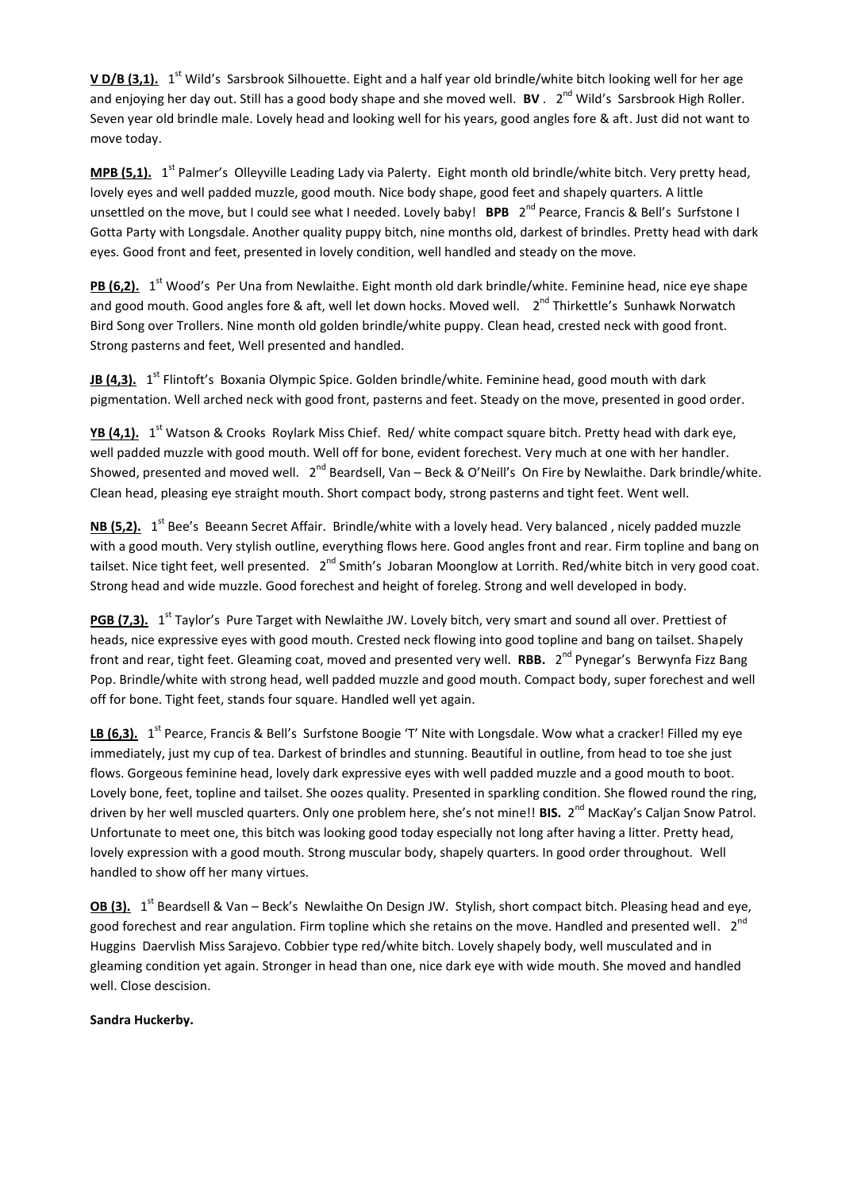**V D/B (3,1).** 1st Wild's Sarsbrook Silhouette. Eight and a half year old brindle/white bitch looking well for her age and enjoying her day out. Still has a good body shape and she moved well. **BV**. 2nd Wild's Sarsbrook High Roller. Seven year old brindle male. Lovely head and looking well for his years, good angles fore & aft. Just did not want to move today.

**MPB (5,1).** 1st Palmer's Olleyville Leading Lady via Palerty. Eight month old brindle/white bitch. Very pretty head, lovely eyes and well padded muzzle, good mouth. Nice body shape, good feet and shapely quarters. A little unsettled on the move, but I could see what I needed. Lovely baby! **BPB** 2nd Pearce, Francis & Bell's Surfstone I Gotta Party with Longsdale. Another quality puppy bitch, nine months old, darkest of brindles. Pretty head with dark eyes. Good front and feet, presented in lovely condition, well handled and steady on the move.

**PB (6,2).** 1st Wood's Per Una from Newlaithe. Eight month old dark brindle/white. Feminine head, nice eye shape and good mouth. Good angles fore & aft, well let down hocks. Moved well. 2nd Thirkettle's Sunhawk Norwatch Bird Song over Trollers. Nine month old golden brindle/white puppy. Clean head, crested neck with good front. Strong pasterns and feet, Well presented and handled.

**JB (4,3).** 1st Flintoft's Boxania Olympic Spice. Golden brindle/white. Feminine head, good mouth with dark pigmentation. Well arched neck with good front, pasterns and feet. Steady on the move, presented in good order.

**YB (4,1).** 1st Watson & Crooks Roylark Miss Chief. Red/ white compact square bitch. Pretty head with dark eye, well padded muzzle with good mouth. Well off for bone, evident forechest. Very much at one with her handler. Showed, presented and moved well. 2nd Beardsell, Van – Beck & O'Neill's On Fire by Newlaithe. Dark brindle/white. Clean head, pleasing eye straight mouth. Short compact body, strong pasterns and tight feet. Went well.

**NB (5,2).** 1st Bee's Beeann Secret Affair. Brindle/white with a lovely head. Very balanced , nicely padded muzzle with a good mouth. Very stylish outline, everything flows here. Good angles front and rear. Firm topline and bang on tailset. Nice tight feet, well presented. 2nd Smith's Jobaran Moonglow at Lorrith. Red/white bitch in very good coat. Strong head and wide muzzle. Good forechest and height of foreleg. Strong and well developed in body.

**PGB (7,3).** 1st Taylor's Pure Target with Newlaithe JW. Lovely bitch, very smart and sound all over. Prettiest of heads, nice expressive eyes with good mouth. Crested neck flowing into good topline and bang on tailset. Shapely front and rear, tight feet. Gleaming coat, moved and presented very well. **RBB.** 2nd Pynegar's Berwynfa Fizz Bang Pop. Brindle/white with strong head, well padded muzzle and good mouth. Compact body, super forechest and well off for bone. Tight feet, stands four square. Handled well yet again.

**LB (6,3).** 1st Pearce, Francis & Bell's Surfstone Boogie 'T' Nite with Longsdale. Wow what a cracker! Filled my eye immediately, just my cup of tea. Darkest of brindles and stunning. Beautiful in outline, from head to toe she just flows. Gorgeous feminine head, lovely dark expressive eyes with well padded muzzle and a good mouth to boot. Lovely bone, feet, topline and tailset. She oozes quality. Presented in sparkling condition. She flowed round the ring, driven by her well muscled quarters. Only one problem here, she's not mine!! **BIS.** 2nd MacKay's Caljan Snow Patrol. Unfortunate to meet one, this bitch was looking good today especially not long after having a litter. Pretty head, lovely expression with a good mouth. Strong muscular body, shapely quarters. In good order throughout. Well handled to show off her many virtues.

**OB (3).** 1st Beardsell & Van – Beck's Newlaithe On Design JW. Stylish, short compact bitch. Pleasing head and eye, good forechest and rear angulation. Firm topline which she retains on the move. Handled and presented well. 2nd Huggins Daervlish Miss Sarajevo. Cobbier type red/white bitch. Lovely shapely body, well musculated and in gleaming condition yet again. Stronger in head than one, nice dark eye with wide mouth. She moved and handled well. Close descision.

**Sandra Huckerby.**